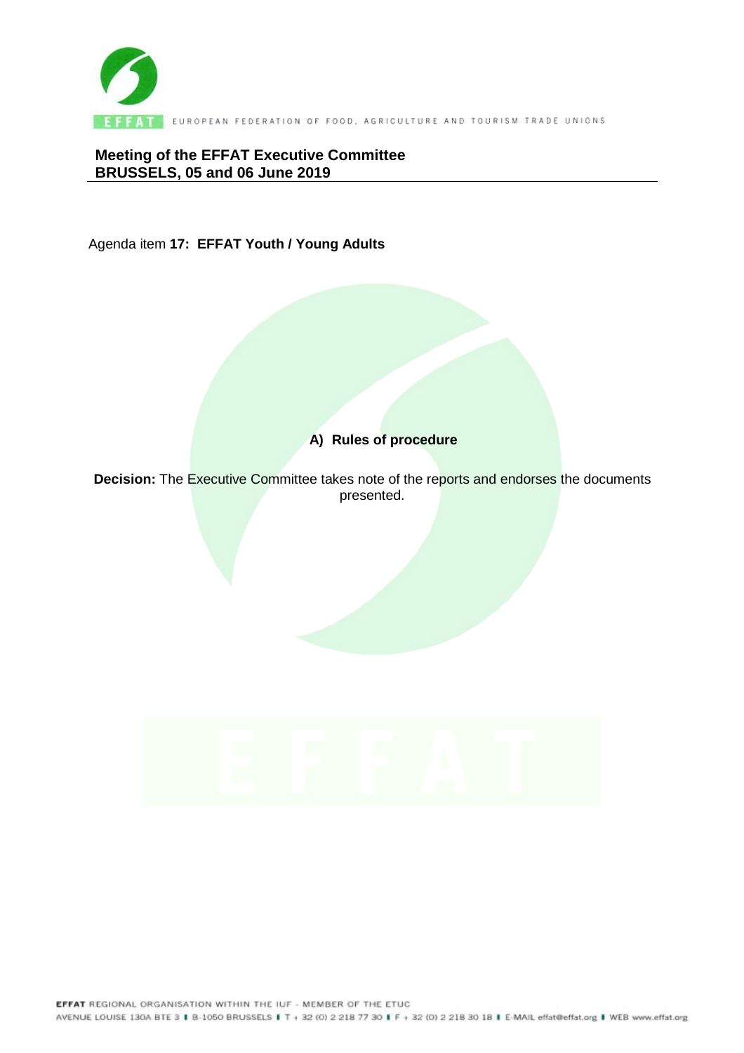EUROPEAN FEDERATION OF FOOD, AGRICULTURE AND TOURISM TRADE UNIONS

**Meeting of the EFFAT Executive Committee**
**BRUSSELS, 05 and 06 June 2019**

Agenda item **17: EFFAT Youth / Young Adults**

**A) Rules of procedure**

**Decision:** The Executive Committee takes note of the reports and endorses the documents presented.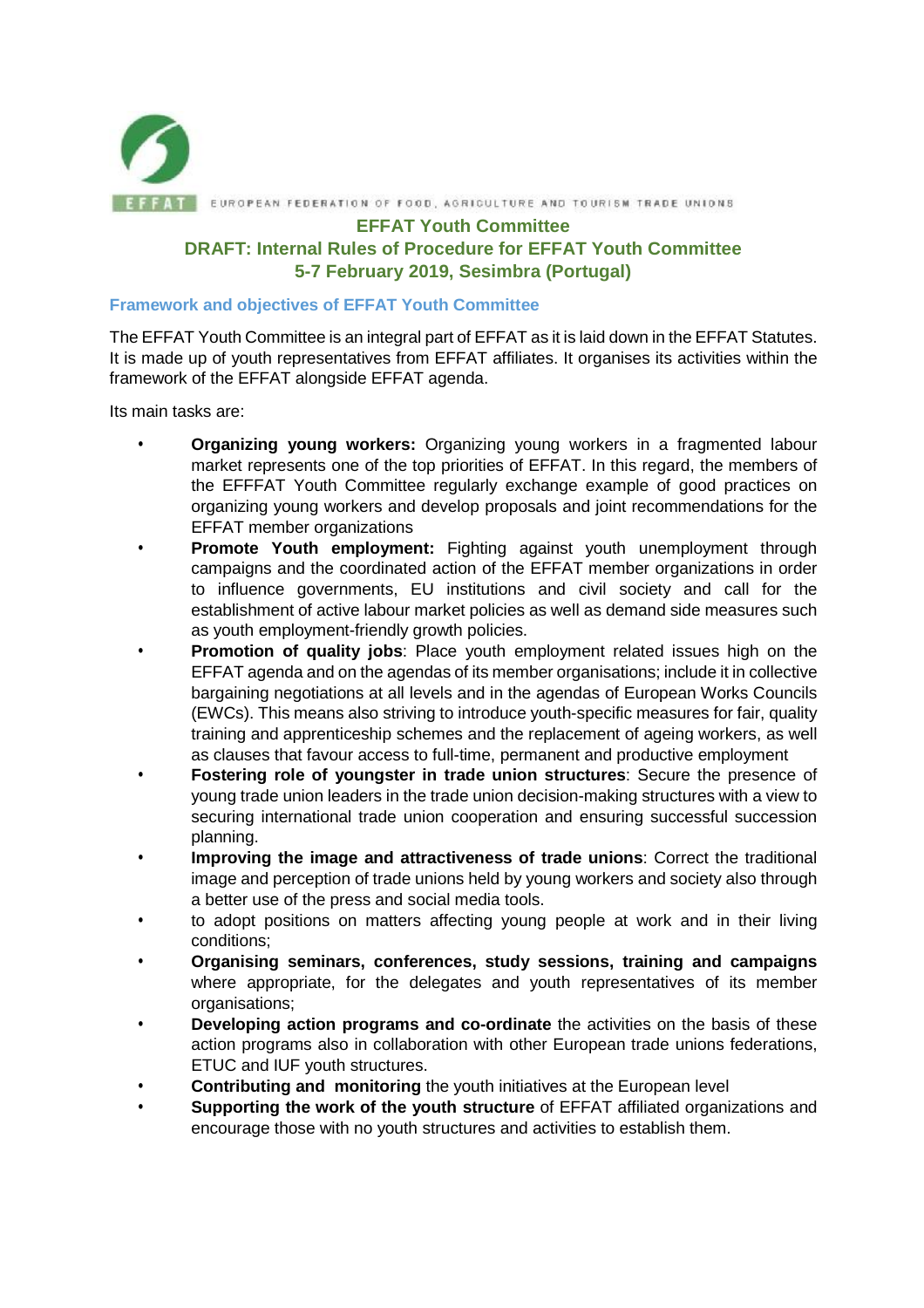EUROPEAN FEDERATION OF FOOD, AGRICULTURE AND TOURISM TRADE UNIONS

# EFFAT Youth Committee
## DRAFT: Internal Rules of Procedure for EFFAT Youth Committee
## 5-7 February 2019, Sesimbra (Portugal)

### Framework and objectives of EFFAT Youth Committee

The EFFAT Youth Committee is an integral part of EFFAT as it is laid down in the EFFAT Statutes. It is made up of youth representatives from EFFAT affiliates. It organises its activities within the framework of the EFFAT alongside EFFAT agenda.

Its main tasks are:

- **Organizing young workers:** Organizing young workers in a fragmented labour market represents one of the top priorities of EFFAT. In this regard, the members of the EFFFAT Youth Committee regularly exchange example of good practices on organizing young workers and develop proposals and joint recommendations for the EFFAT member organizations
- **Promote Youth employment:** Fighting against youth unemployment through campaigns and the coordinated action of the EFFAT member organizations in order to influence governments, EU institutions and civil society and call for the establishment of active labour market policies as well as demand side measures such as youth employment-friendly growth policies.
- **Promotion of quality jobs**: Place youth employment related issues high on the EFFAT agenda and on the agendas of its member organisations; include it in collective bargaining negotiations at all levels and in the agendas of European Works Councils (EWCs). This means also striving to introduce youth-specific measures for fair, quality training and apprenticeship schemes and the replacement of ageing workers, as well as clauses that favour access to full-time, permanent and productive employment
- **Fostering role of youngster in trade union structures**: Secure the presence of young trade union leaders in the trade union decision-making structures with a view to securing international trade union cooperation and ensuring successful succession planning.
- **Improving the image and attractiveness of trade unions**: Correct the traditional image and perception of trade unions held by young workers and society also through a better use of the press and social media tools.
- to adopt positions on matters affecting young people at work and in their living conditions;
- **Organising seminars, conferences, study sessions, training and campaigns** where appropriate, for the delegates and youth representatives of its member organisations;
- **Developing action programs and co-ordinate** the activities on the basis of these action programs also in collaboration with other European trade unions federations, ETUC and IUF youth structures.
- **Contributing and monitoring** the youth initiatives at the European level
- **Supporting the work of the youth structure** of EFFAT affiliated organizations and encourage those with no youth structures and activities to establish them.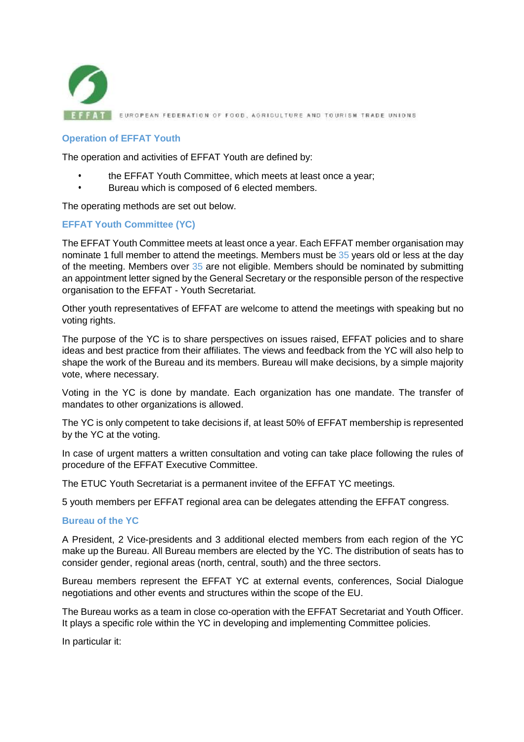## Operation of EFFAT Youth

The operation and activities of EFFAT Youth are defined by:

- the EFFAT Youth Committee, which meets at least once a year;
- Bureau which is composed of 6 elected members.

The operating methods are set out below.

## EFFAT Youth Committee (YC)

The EFFAT Youth Committee meets at least once a year. Each EFFAT member organisation may nominate 1 full member to attend the meetings. Members must be 35 years old or less at the day of the meeting. Members over 35 are not eligible. Members should be nominated by submitting an appointment letter signed by the General Secretary or the responsible person of the respective organisation to the EFFAT - Youth Secretariat.

Other youth representatives of EFFAT are welcome to attend the meetings with speaking but no voting rights.

The purpose of the YC is to share perspectives on issues raised, EFFAT policies and to share ideas and best practice from their affiliates. The views and feedback from the YC will also help to shape the work of the Bureau and its members. Bureau will make decisions, by a simple majority vote, where necessary.

Voting in the YC is done by mandate. Each organization has one mandate. The transfer of mandates to other organizations is allowed.

The YC is only competent to take decisions if, at least 50% of EFFAT membership is represented by the YC at the voting.

In case of urgent matters a written consultation and voting can take place following the rules of procedure of the EFFAT Executive Committee.

The ETUC Youth Secretariat is a permanent invitee of the EFFAT YC meetings.

5 youth members per EFFAT regional area can be delegates attending the EFFAT congress.

## Bureau of the YC

A President, 2 Vice-presidents and 3 additional elected members from each region of the YC make up the Bureau. All Bureau members are elected by the YC. The distribution of seats has to consider gender, regional areas (north, central, south) and the three sectors.

Bureau members represent the EFFAT YC at external events, conferences, Social Dialogue negotiations and other events and structures within the scope of the EU.

The Bureau works as a team in close co-operation with the EFFAT Secretariat and Youth Officer. It plays a specific role within the YC in developing and implementing Committee policies.

In particular it: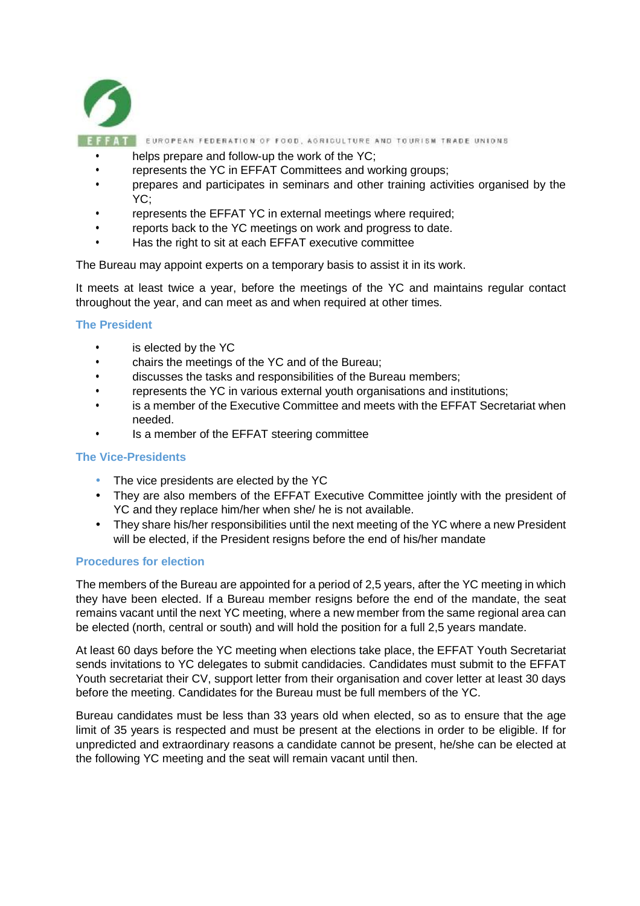- helps prepare and follow-up the work of the YC;
- represents the YC in EFFAT Committees and working groups;
- prepares and participates in seminars and other training activities organised by the YC;
- represents the EFFAT YC in external meetings where required;
- reports back to the YC meetings on work and progress to date.
- Has the right to sit at each EFFAT executive committee

The Bureau may appoint experts on a temporary basis to assist it in its work.

It meets at least twice a year, before the meetings of the YC and maintains regular contact throughout the year, and can meet as and when required at other times.

### The President

- is elected by the YC
- chairs the meetings of the YC and of the Bureau;
- discusses the tasks and responsibilities of the Bureau members;
- represents the YC in various external youth organisations and institutions;
- is a member of the Executive Committee and meets with the EFFAT Secretariat when needed.
- Is a member of the EFFAT steering committee

### The Vice-Presidents

- The vice presidents are elected by the YC
- They are also members of the EFFAT Executive Committee jointly with the president of YC and they replace him/her when she/ he is not available.
- They share his/her responsibilities until the next meeting of the YC where a new President will be elected, if the President resigns before the end of his/her mandate

### Procedures for election

The members of the Bureau are appointed for a period of 2,5 years, after the YC meeting in which they have been elected. If a Bureau member resigns before the end of the mandate, the seat remains vacant until the next YC meeting, where a new member from the same regional area can be elected (north, central or south) and will hold the position for a full 2,5 years mandate.

At least 60 days before the YC meeting when elections take place, the EFFAT Youth Secretariat sends invitations to YC delegates to submit candidacies. Candidates must submit to the EFFAT Youth secretariat their CV, support letter from their organisation and cover letter at least 30 days before the meeting. Candidates for the Bureau must be full members of the YC.

Bureau candidates must be less than 33 years old when elected, so as to ensure that the age limit of 35 years is respected and must be present at the elections in order to be eligible. If for unpredicted and extraordinary reasons a candidate cannot be present, he/she can be elected at the following YC meeting and the seat will remain vacant until then.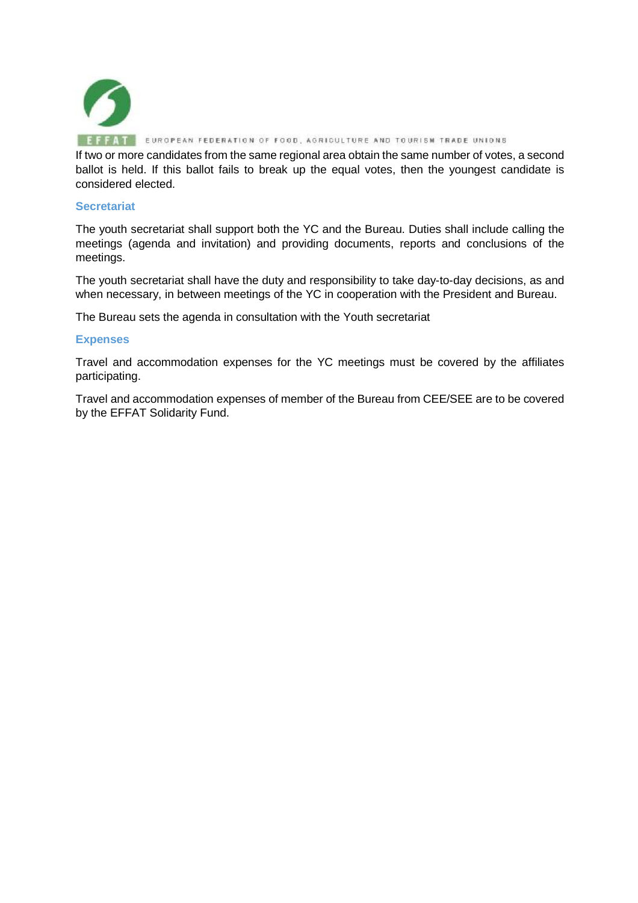If two or more candidates from the same regional area obtain the same number of votes, a second ballot is held. If this ballot fails to break up the equal votes, then the youngest candidate is considered elected.

### Secretariat

The youth secretariat shall support both the YC and the Bureau. Duties shall include calling the meetings (agenda and invitation) and providing documents, reports and conclusions of the meetings.

The youth secretariat shall have the duty and responsibility to take day-to-day decisions, as and when necessary, in between meetings of the YC in cooperation with the President and Bureau.

The Bureau sets the agenda in consultation with the Youth secretariat

### Expenses

Travel and accommodation expenses for the YC meetings must be covered by the affiliates participating.

Travel and accommodation expenses of member of the Bureau from CEE/SEE are to be covered by the EFFAT Solidarity Fund.